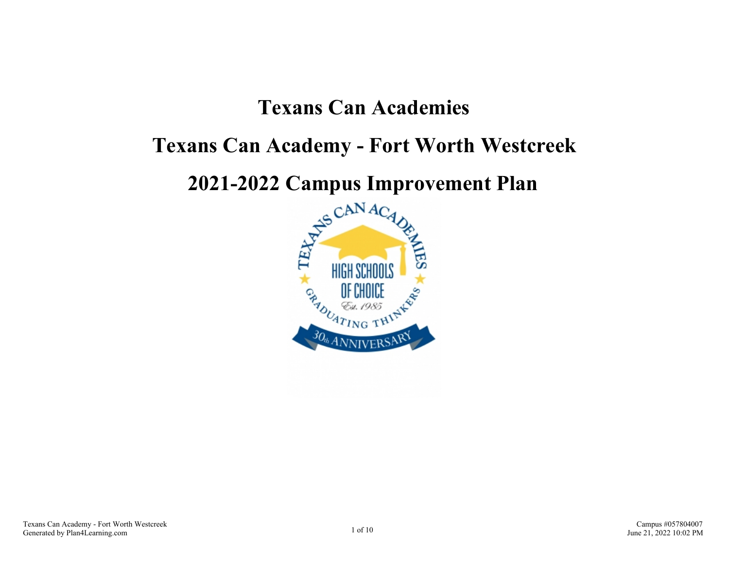# Texans Can Academies

# Texans Can Academy - Fort Worth Westcreek

# 2021-2022 Campus Improvement Plan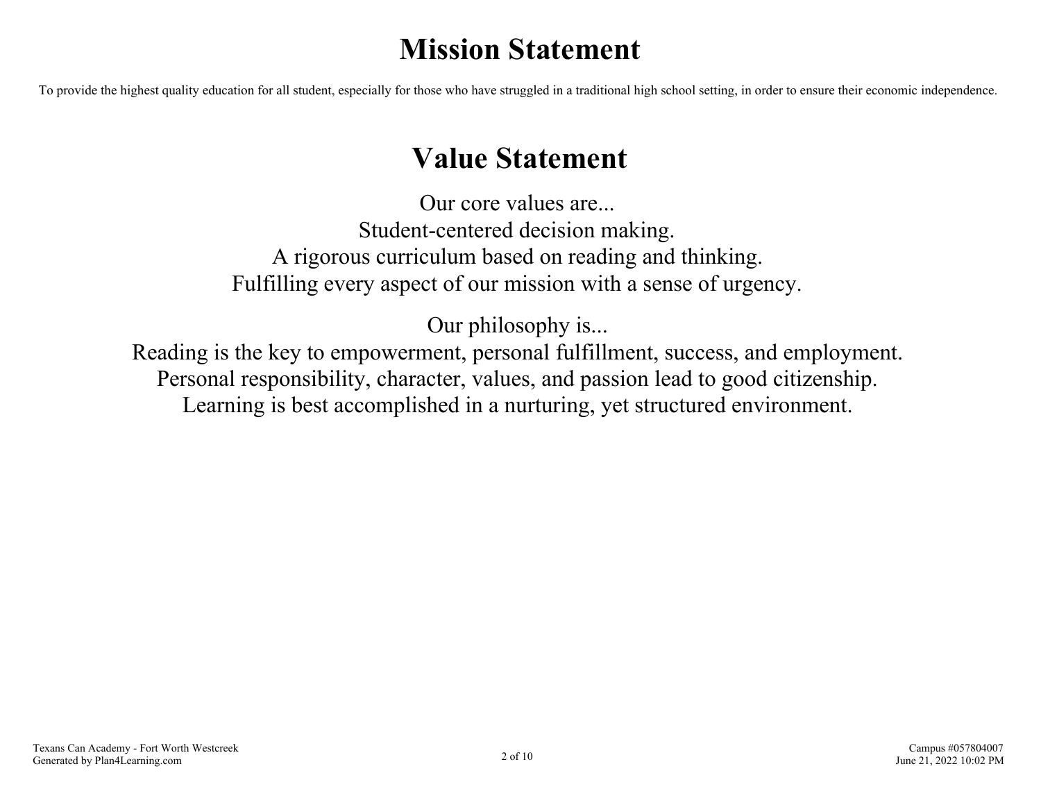# Mission Statement

To provide the highest quality education for all student, especially for those who have struggled in a traditional high school setting, in order to ensure their economic independence.

# Value Statement

Our core values are...
Student-centered decision making.
A rigorous curriculum based on reading and thinking.
Fulfilling every aspect of our mission with a sense of urgency.

Our philosophy is...
Reading is the key to empowerment, personal fulfillment, success, and employment.
Personal responsibility, character, values, and passion lead to good citizenship.
Learning is best accomplished in a nurturing, yet structured environment.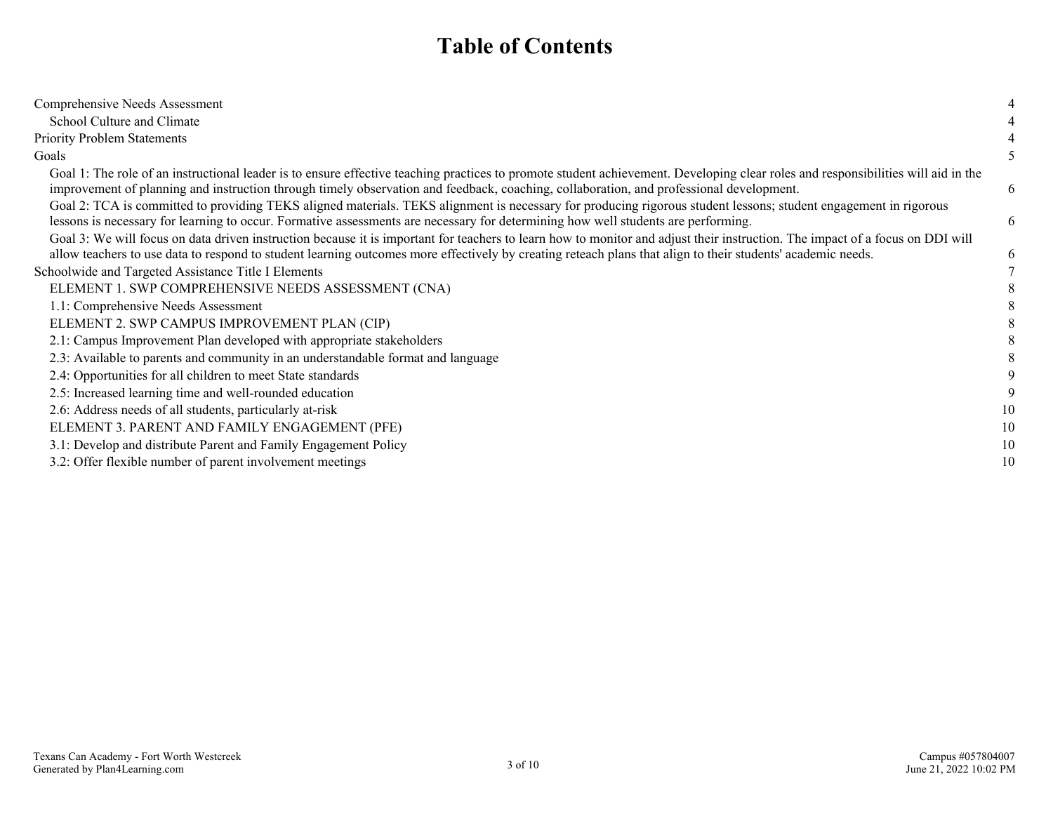# Table of Contents

| | |
|---|---|
| Comprehensive Needs Assessment | 4 |
| School Culture and Climate | 4 |
| Priority Problem Statements | 4 |
| Goals | 5 |
| Goal 1: The role of an instructional leader is to ensure effective teaching practices to promote student achievement. Developing clear roles and responsibilities will aid in the improvement of planning and instruction through timely observation and feedback, coaching, collaboration, and professional development. | 6 |
| Goal 2: TCA is committed to providing TEKS aligned materials. TEKS alignment is necessary for producing rigorous student lessons; student engagement in rigorous lessons is necessary for learning to occur. Formative assessments are necessary for determining how well students are performing. | 6 |
| Goal 3: We will focus on data driven instruction because it is important for teachers to learn how to monitor and adjust their instruction. The impact of a focus on DDI will allow teachers to use data to respond to student learning outcomes more effectively by creating reteach plans that align to their students' academic needs. | 6 |
| Schoolwide and Targeted Assistance Title I Elements | 7 |
| ELEMENT 1. SWP COMPREHENSIVE NEEDS ASSESSMENT (CNA) | 8 |
| 1.1: Comprehensive Needs Assessment | 8 |
| ELEMENT 2. SWP CAMPUS IMPROVEMENT PLAN (CIP) | 8 |
| 2.1: Campus Improvement Plan developed with appropriate stakeholders | 8 |
| 2.3: Available to parents and community in an understandable format and language | 8 |
| 2.4: Opportunities for all children to meet State standards | 9 |
| 2.5: Increased learning time and well-rounded education | 9 |
| 2.6: Address needs of all students, particularly at-risk | 10 |
| ELEMENT 3. PARENT AND FAMILY ENGAGEMENT (PFE) | 10 |
| 3.1: Develop and distribute Parent and Family Engagement Policy | 10 |
| 3.2: Offer flexible number of parent involvement meetings | 10 |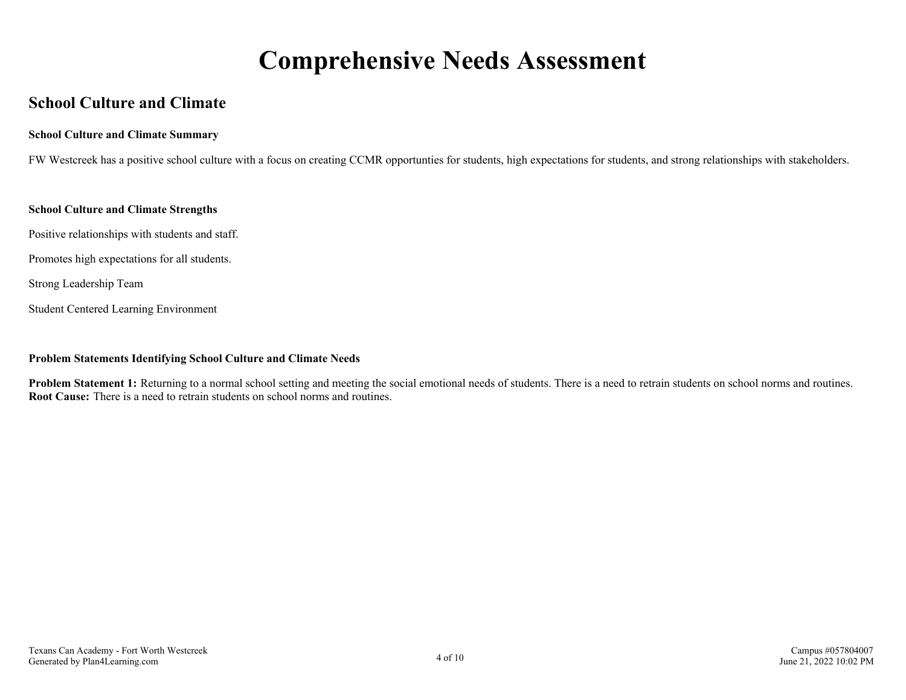# Comprehensive Needs Assessment

## School Culture and Climate

**School Culture and Climate Summary**

FW Westcreek has a positive school culture with a focus on creating CCMR opportunties for students, high expectations for students, and strong relationships with stakeholders.

**School Culture and Climate Strengths**

Positive relationships with students and staff.

Promotes high expectations for all students.

Strong Leadership Team

Student Centered Learning Environment

**Problem Statements Identifying School Culture and Climate Needs**

**Problem Statement 1:** Returning to a normal school setting and meeting the social emotional needs of students. There is a need to retrain students on school norms and routines.
**Root Cause:** There is a need to retrain students on school norms and routines.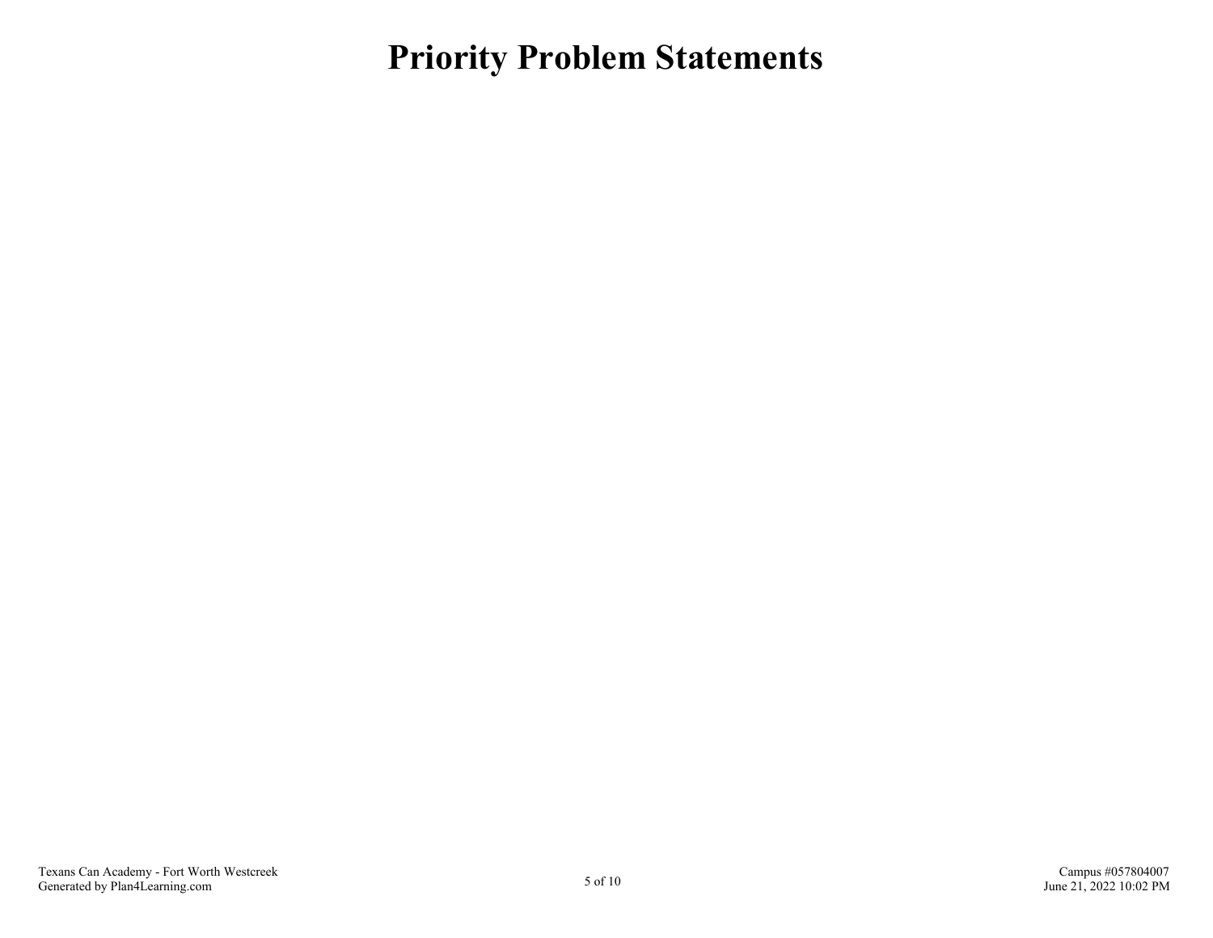# Priority Problem Statements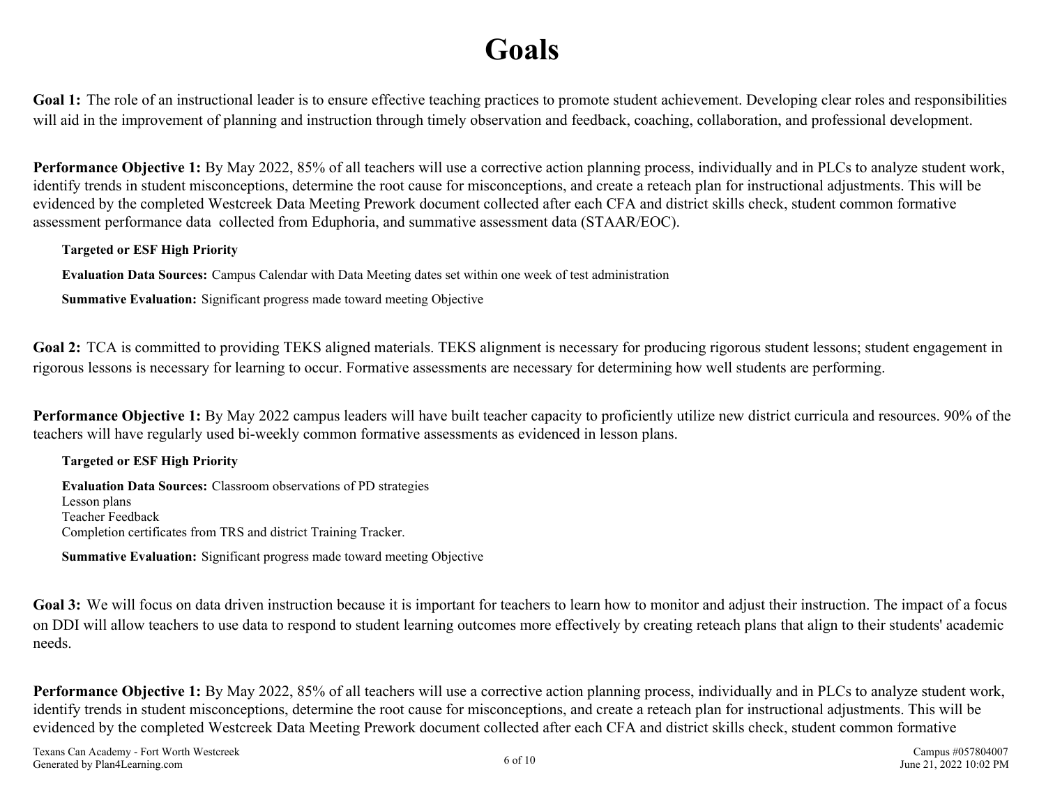# Goals

**Goal 1:** The role of an instructional leader is to ensure effective teaching practices to promote student achievement. Developing clear roles and responsibilities will aid in the improvement of planning and instruction through timely observation and feedback, coaching, collaboration, and professional development.

**Performance Objective 1:** By May 2022, 85% of all teachers will use a corrective action planning process, individually and in PLCs to analyze student work, identify trends in student misconceptions, determine the root cause for misconceptions, and create a reteach plan for instructional adjustments. This will be evidenced by the completed Westcreek Data Meeting Prework document collected after each CFA and district skills check, student common formative assessment performance data collected from Eduphoria, and summative assessment data (STAAR/EOC).

**Targeted or ESF High Priority**

**Evaluation Data Sources:** Campus Calendar with Data Meeting dates set within one week of test administration

**Summative Evaluation:** Significant progress made toward meeting Objective

**Goal 2:** TCA is committed to providing TEKS aligned materials. TEKS alignment is necessary for producing rigorous student lessons; student engagement in rigorous lessons is necessary for learning to occur. Formative assessments are necessary for determining how well students are performing.

**Performance Objective 1:** By May 2022 campus leaders will have built teacher capacity to proficiently utilize new district curricula and resources. 90% of the teachers will have regularly used bi-weekly common formative assessments as evidenced in lesson plans.

**Targeted or ESF High Priority**

**Evaluation Data Sources:** Classroom observations of PD strategies
Lesson plans
Teacher Feedback
Completion certificates from TRS and district Training Tracker.

**Summative Evaluation:** Significant progress made toward meeting Objective

**Goal 3:** We will focus on data driven instruction because it is important for teachers to learn how to monitor and adjust their instruction. The impact of a focus on DDI will allow teachers to use data to respond to student learning outcomes more effectively by creating reteach plans that align to their students' academic needs.

**Performance Objective 1:** By May 2022, 85% of all teachers will use a corrective action planning process, individually and in PLCs to analyze student work, identify trends in student misconceptions, determine the root cause for misconceptions, and create a reteach plan for instructional adjustments. This will be evidenced by the completed Westcreek Data Meeting Prework document collected after each CFA and district skills check, student common formative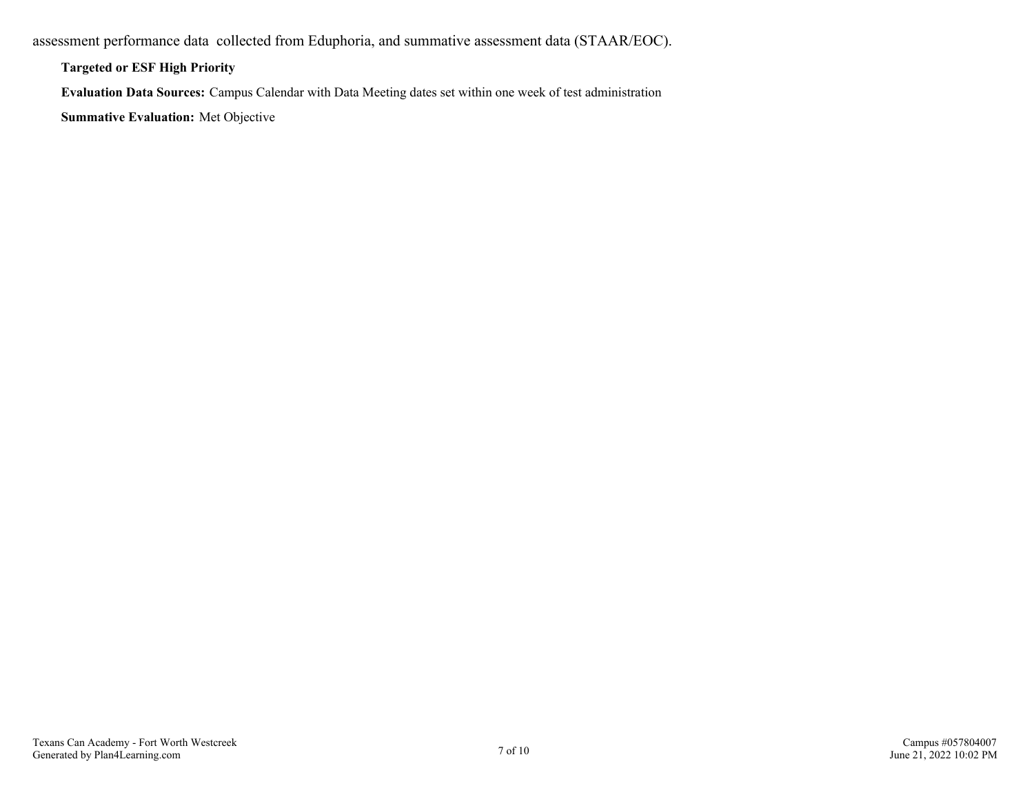assessment performance data  collected from Eduphoria, and summative assessment data (STAAR/EOC).

**Targeted or ESF High Priority**

**Evaluation Data Sources:** Campus Calendar with Data Meeting dates set within one week of test administration

**Summative Evaluation:** Met Objective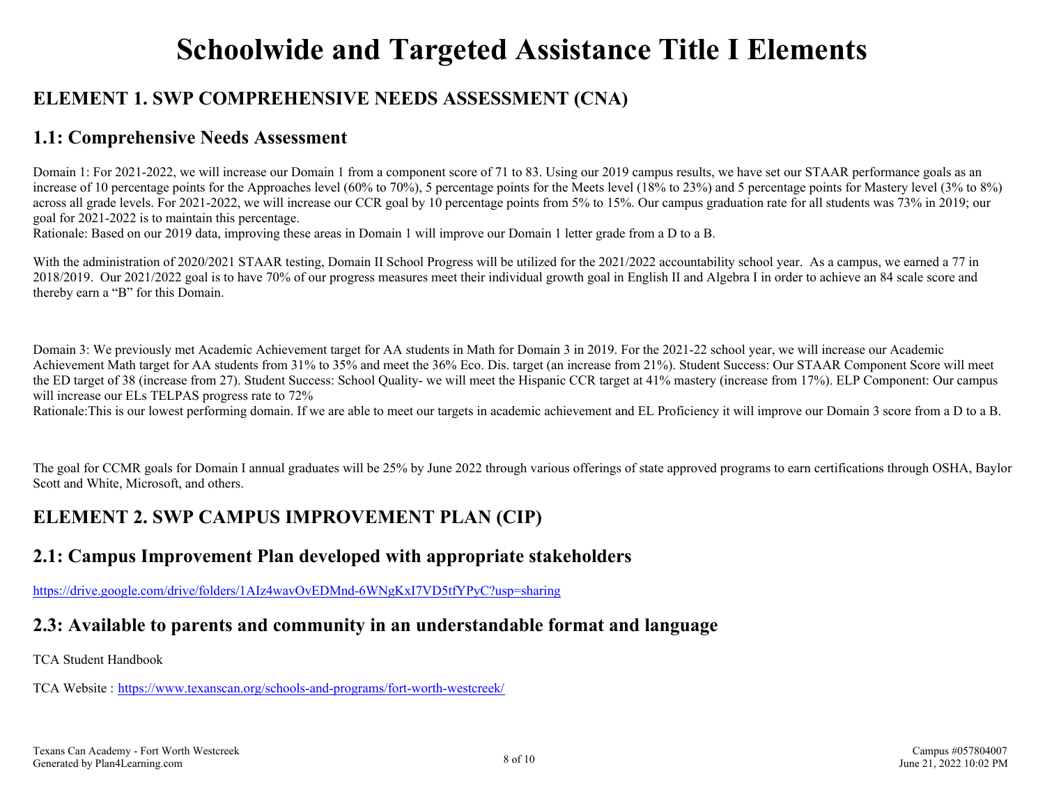# Schoolwide and Targeted Assistance Title I Elements

## ELEMENT 1. SWP COMPREHENSIVE NEEDS ASSESSMENT (CNA)

### 1.1: Comprehensive Needs Assessment

Domain 1: For 2021-2022, we will increase our Domain 1 from a component score of 71 to 83. Using our 2019 campus results, we have set our STAAR performance goals as an increase of 10 percentage points for the Approaches level (60% to 70%), 5 percentage points for the Meets level (18% to 23%) and 5 percentage points for Mastery level (3% to 8%) across all grade levels. For 2021-2022, we will increase our CCR goal by 10 percentage points from 5% to 15%. Our campus graduation rate for all students was 73% in 2019; our goal for 2021-2022 is to maintain this percentage.
Rationale: Based on our 2019 data, improving these areas in Domain 1 will improve our Domain 1 letter grade from a D to a B.

With the administration of 2020/2021 STAAR testing, Domain II School Progress will be utilized for the 2021/2022 accountability school year. As a campus, we earned a 77 in 2018/2019. Our 2021/2022 goal is to have 70% of our progress measures meet their individual growth goal in English II and Algebra I in order to achieve an 84 scale score and thereby earn a "B" for this Domain.

Domain 3: We previously met Academic Achievement target for AA students in Math for Domain 3 in 2019. For the 2021-22 school year, we will increase our Academic Achievement Math target for AA students from 31% to 35% and meet the 36% Eco. Dis. target (an increase from 21%). Student Success: Our STAAR Component Score will meet the ED target of 38 (increase from 27). Student Success: School Quality- we will meet the Hispanic CCR target at 41% mastery (increase from 17%). ELP Component: Our campus will increase our ELs TELPAS progress rate to 72%
Rationale:This is our lowest performing domain. If we are able to meet our targets in academic achievement and EL Proficiency it will improve our Domain 3 score from a D to a B.

The goal for CCMR goals for Domain I annual graduates will be 25% by June 2022 through various offerings of state approved programs to earn certifications through OSHA, Baylor Scott and White, Microsoft, and others.

## ELEMENT 2. SWP CAMPUS IMPROVEMENT PLAN (CIP)

### 2.1: Campus Improvement Plan developed with appropriate stakeholders

https://drive.google.com/drive/folders/1AIz4wavOvEDMnd-6WNgKxI7VD5tfYPyC?usp=sharing

### 2.3: Available to parents and community in an understandable format and language

TCA Student Handbook

TCA Website : https://www.texanscan.org/schools-and-programs/fort-worth-westcreek/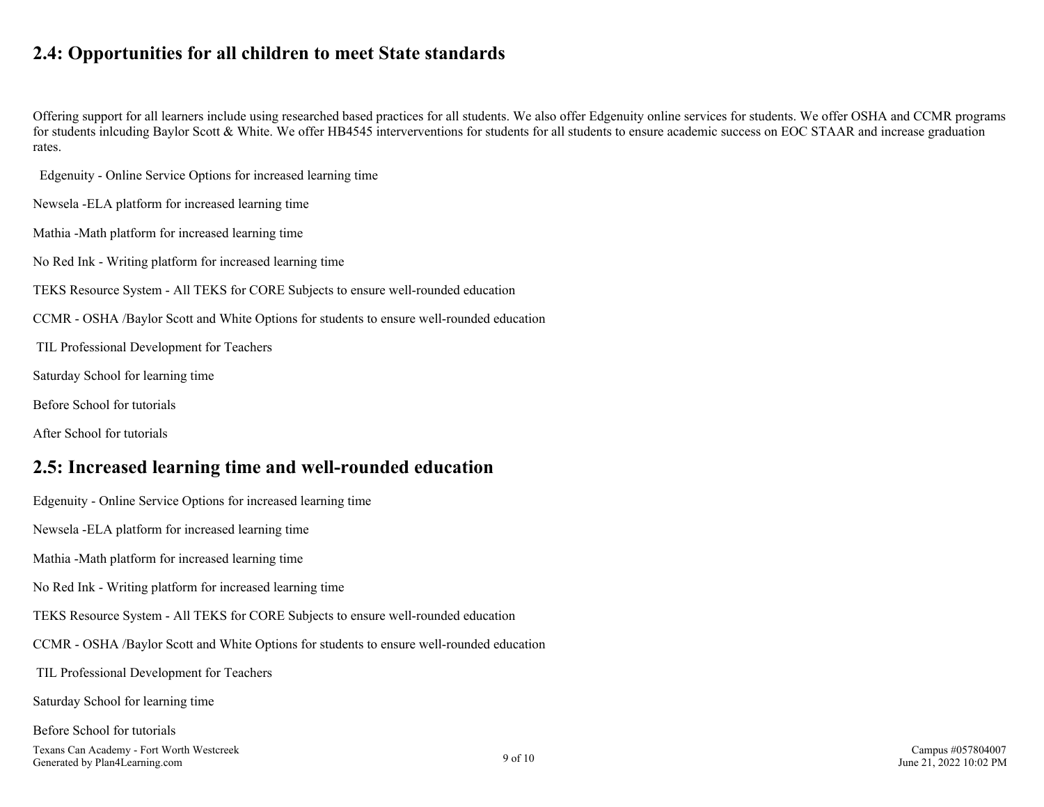## 2.4: Opportunities for all children to meet State standards

Offering support for all learners include using researched based practices for all students. We also offer Edgenuity online services for students. We offer OSHA and CCMR programs for students inlcuding Baylor Scott & White. We offer HB4545 interverventions for students for all students to ensure academic success on EOC STAAR and increase graduation rates.

Edgenuity - Online Service Options for increased learning time

Newsela -ELA platform for increased learning time

Mathia -Math platform for increased learning time

No Red Ink - Writing platform for increased learning time

TEKS Resource System - All TEKS for CORE Subjects to ensure well-rounded education

CCMR - OSHA /Baylor Scott and White Options for students to ensure well-rounded education

TIL Professional Development for Teachers

Saturday School for learning time

Before School for tutorials

After School for tutorials

## 2.5: Increased learning time and well-rounded education

Edgenuity - Online Service Options for increased learning time

Newsela -ELA platform for increased learning time

Mathia -Math platform for increased learning time

No Red Ink - Writing platform for increased learning time

TEKS Resource System - All TEKS for CORE Subjects to ensure well-rounded education

CCMR - OSHA /Baylor Scott and White Options for students to ensure well-rounded education

TIL Professional Development for Teachers

Saturday School for learning time

Before School for tutorials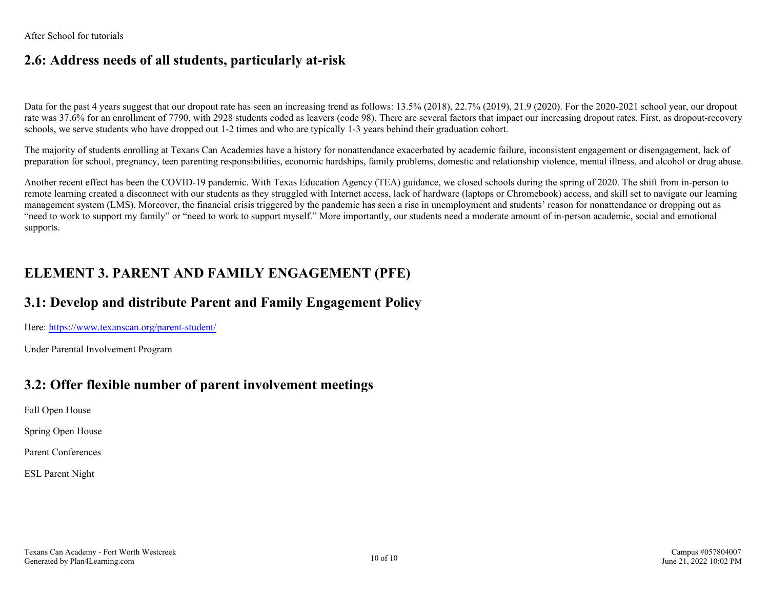After School for tutorials

## 2.6: Address needs of all students, particularly at-risk

Data for the past 4 years suggest that our dropout rate has seen an increasing trend as follows: 13.5% (2018), 22.7% (2019), 21.9 (2020). For the 2020-2021 school year, our dropout rate was 37.6% for an enrollment of 7790, with 2928 students coded as leavers (code 98). There are several factors that impact our increasing dropout rates. First, as dropout-recovery schools, we serve students who have dropped out 1-2 times and who are typically 1-3 years behind their graduation cohort.

The majority of students enrolling at Texans Can Academies have a history for nonattendance exacerbated by academic failure, inconsistent engagement or disengagement, lack of preparation for school, pregnancy, teen parenting responsibilities, economic hardships, family problems, domestic and relationship violence, mental illness, and alcohol or drug abuse.

Another recent effect has been the COVID-19 pandemic. With Texas Education Agency (TEA) guidance, we closed schools during the spring of 2020. The shift from in-person to remote learning created a disconnect with our students as they struggled with Internet access, lack of hardware (laptops or Chromebook) access, and skill set to navigate our learning management system (LMS). Moreover, the financial crisis triggered by the pandemic has seen a rise in unemployment and students' reason for nonattendance or dropping out as "need to work to support my family" or "need to work to support myself." More importantly, our students need a moderate amount of in-person academic, social and emotional supports.

# ELEMENT 3. PARENT AND FAMILY ENGAGEMENT (PFE)

## 3.1: Develop and distribute Parent and Family Engagement Policy

Here: [https://www.texanscan.org/parent-student/](https://www.texanscan.org/parent-student/)

Under Parental Involvement Program

## 3.2: Offer flexible number of parent involvement meetings

Fall Open House

Spring Open House

Parent Conferences

ESL Parent Night